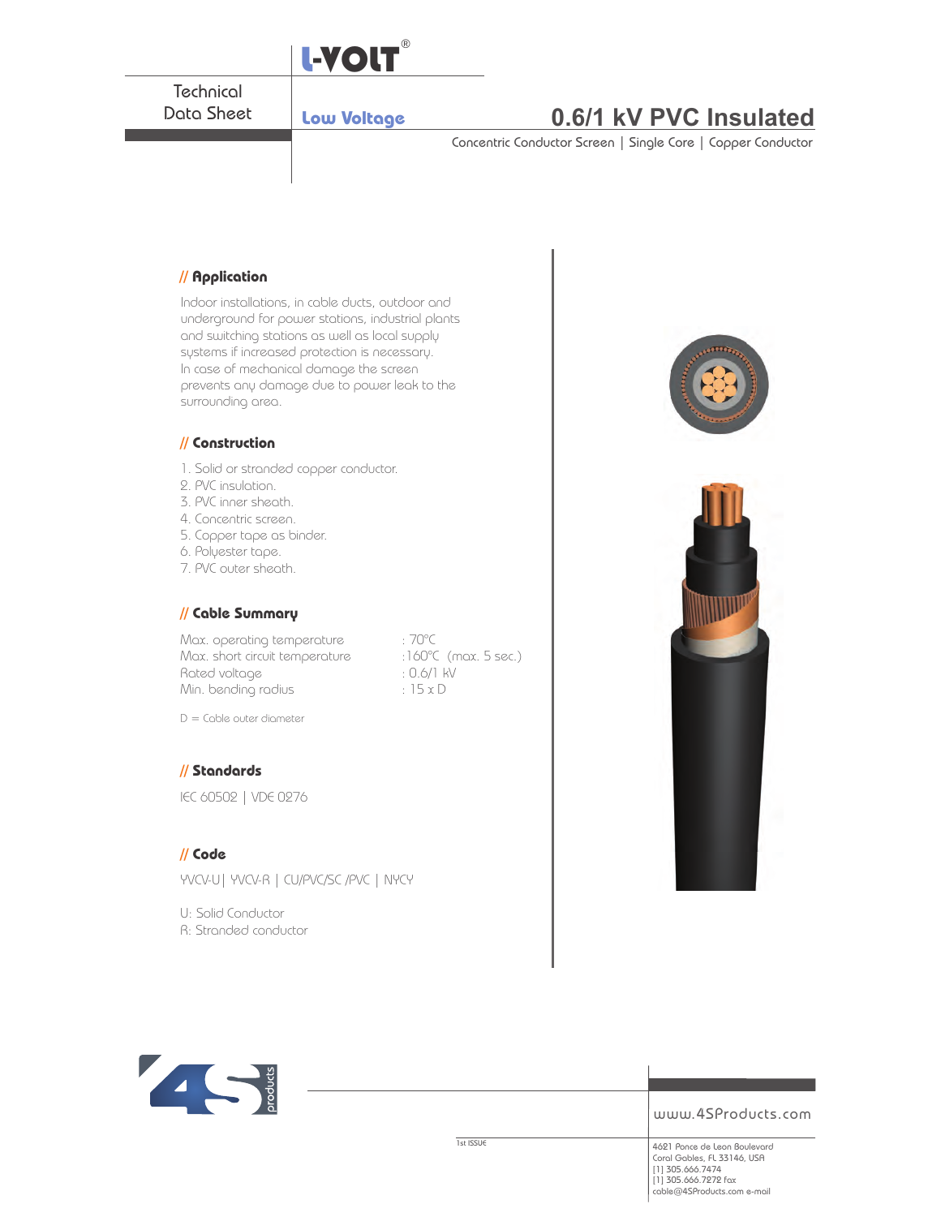L-VOLT®

Technical Data Sheet

**Low Voltage**

# 0.6/1 kV PVC Insulated

Concentric Conductor Screen | Single Core | Copper Conductor

## // Application

Indoor installations, in cable ducts, outdoor and underground for power stations, industrial plants and switching stations as well as local supply systems if increased protection is necessary. In case of mechanical damage the screen prevents any damage due to power leak to the surrounding area.

## // Construction

1. Solid or stranded copper conductor.
2. PVC insulation.
3. PVC inner sheath.
4. Concentric screen.
5. Copper tape as binder.
6. Polyester tape.
7. PVC outer sheath.

## // Cable Summary

| | |
|---|---|
| Max. operating temperature | : 70°C |
| Max. short circuit temperature | :160°C (max. 5 sec.) |
| Rated voltage | : 0.6/1 kV |
| Min. bending radius | : 15 x D |

D = Cable outer diameter

## // Standards

IEC 60502 | VDE 0276

## // Code

YVCV-U| YVCV-R | CU/PVC/SC /PVC | NYCY

U: Solid Conductor
R: Stranded conductor

1st ISSUE

www.4SProducts.com

4621 Ponce de Leon Boulevard
Coral Gables, FL 33146, USA
[1] 305.666.7474
[1] 305.666.7272 fax
cable@4SProducts.com e-mail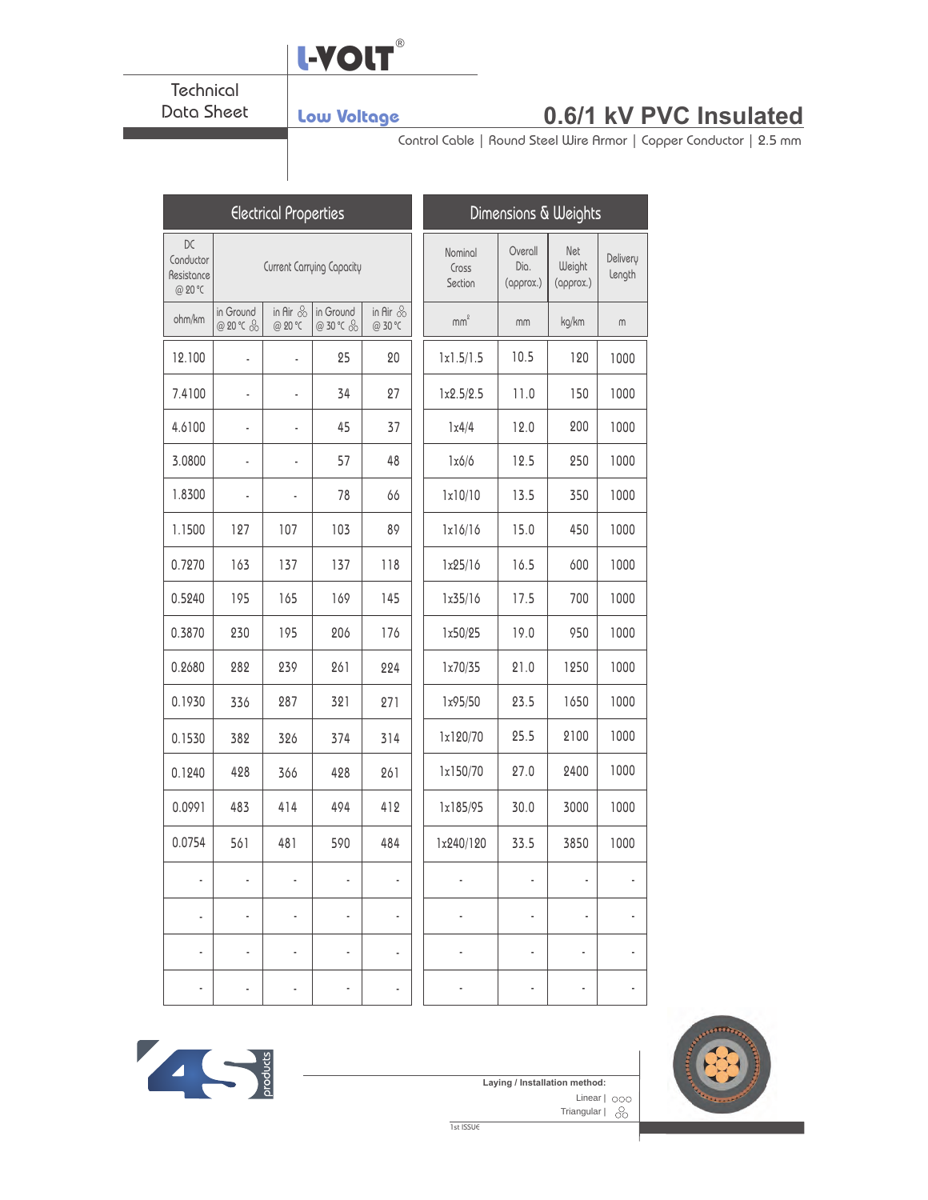L-VOLT®

Technical Data Sheet

**Low Voltage**

# 0.6/1 kV PVC Insulated

Control Cable | Round Steel Wire Armor | Copper Conductor | 2.5 mm

| Electrical Properties | | | | | Dimensions & Weights | | | |
|---|---|---|---|---|---|---|---|---|
| DC Conductor Resistance @ 20 °C | Current Carrying Capacity | | | | Nominal Cross Section | Overall Dia. (approx.) | Net Weight (approx.) | Delivery Length |
| ohm/km | in Ground @ 20 °C (triangular) | in Air (triangular) @ 20 °C | in Ground @ 30 °C (triangular) | in Air (triangular) @ 30 °C | $mm^2$ | mm | kg/km | m |
| 12.100 | - | - | 25 | 20 | 1x1.5/1.5 | 10.5 | 120 | 1000 |
| 7.4100 | - | - | 34 | 27 | 1x2.5/2.5 | 11.0 | 150 | 1000 |
| 4.6100 | - | - | 45 | 37 | 1x4/4 | 12.0 | 200 | 1000 |
| 3.0800 | - | - | 57 | 48 | 1x6/6 | 12.5 | 250 | 1000 |
| 1.8300 | - | - | 78 | 66 | 1x10/10 | 13.5 | 350 | 1000 |
| 1.1500 | 127 | 107 | 103 | 89 | 1x16/16 | 15.0 | 450 | 1000 |
| 0.7270 | 163 | 137 | 137 | 118 | 1x25/16 | 16.5 | 600 | 1000 |
| 0.5240 | 195 | 165 | 169 | 145 | 1x35/16 | 17.5 | 700 | 1000 |
| 0.3870 | 230 | 195 | 206 | 176 | 1x50/25 | 19.0 | 950 | 1000 |
| 0.2680 | 282 | 239 | 261 | 224 | 1x70/35 | 21.0 | 1250 | 1000 |
| 0.1930 | 336 | 287 | 321 | 271 | 1x95/50 | 23.5 | 1650 | 1000 |
| 0.1530 | 382 | 326 | 374 | 314 | 1x120/70 | 25.5 | 2100 | 1000 |
| 0.1240 | 428 | 366 | 428 | 261 | 1x150/70 | 27.0 | 2400 | 1000 |
| 0.0991 | 483 | 414 | 494 | 412 | 1x185/95 | 30.0 | 3000 | 1000 |
| 0.0754 | 561 | 481 | 590 | 484 | 1x240/120 | 33.5 | 3850 | 1000 |
| - | - | - | - | - | - | - | - | - |
| - | - | - | - | - | - | - | - | - |
| - | - | - | - | - | - | - | - | - |
| - | - | - | - | - | - | - | - | - |

4S products

**Laying / Installation method:**

Linear | ooo

Triangular | (triangular)

1st ISSUE